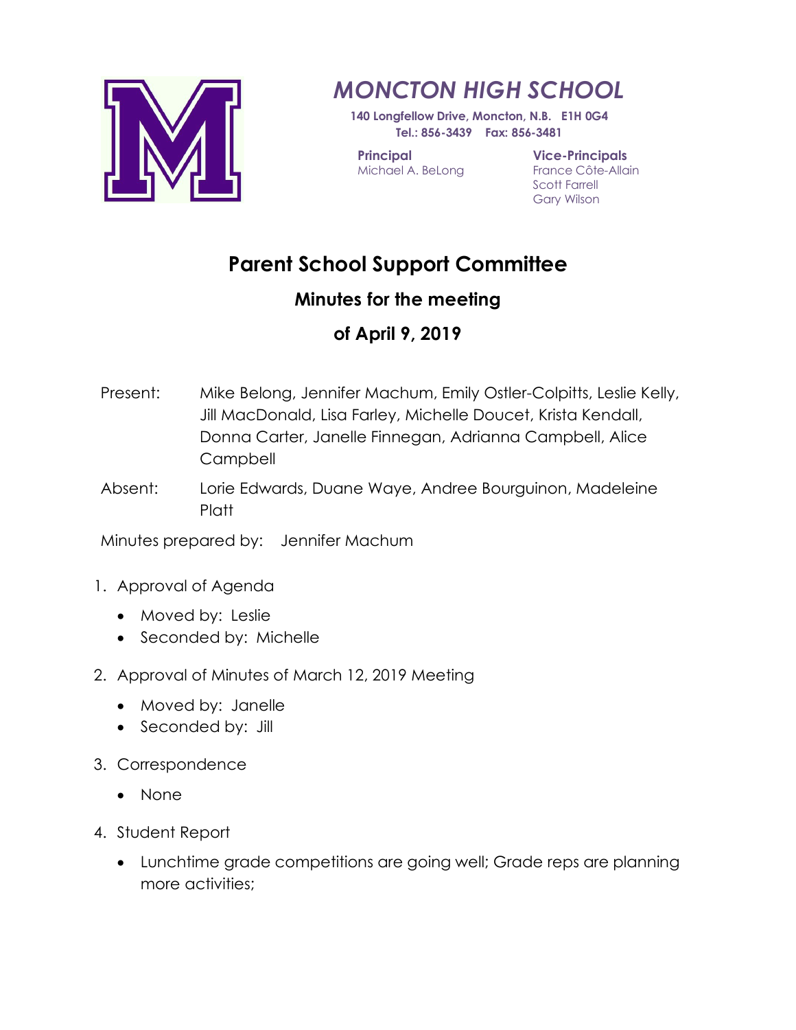# MONCTON HIGH SCHOOL

**140 Longfellow Drive, Moncton, N.B. E1H 0G4**
**Tel.: 856-3439 Fax: 856-3481**

**Principal**
Michael A. BeLong

**Vice-Principals**
France Côte-Allain
Scott Farrell
Gary Wilson

## Parent School Support Committee

### Minutes for the meeting

### of April 9, 2019

Present: Mike Belong, Jennifer Machum, Emily Ostler-Colpitts, Leslie Kelly, Jill MacDonald, Lisa Farley, Michelle Doucet, Krista Kendall, Donna Carter, Janelle Finnegan, Adrianna Campbell, Alice Campbell

Absent: Lorie Edwards, Duane Waye, Andree Bourguinon, Madeleine Platt

Minutes prepared by: Jennifer Machum

1. Approval of Agenda
   - Moved by: Leslie
   - Seconded by: Michelle
2. Approval of Minutes of March 12, 2019 Meeting
   - Moved by: Janelle
   - Seconded by: Jill
3. Correspondence
   - None
4. Student Report
   - Lunchtime grade competitions are going well; Grade reps are planning more activities;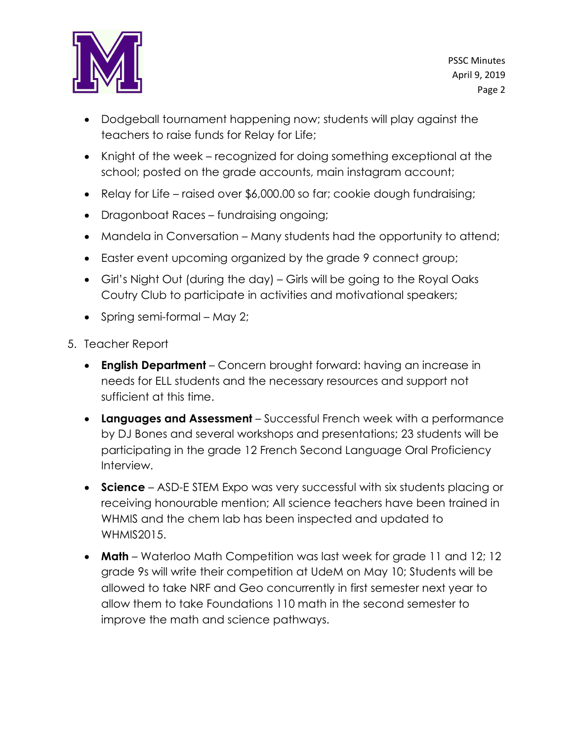- Dodgeball tournament happening now; students will play against the teachers to raise funds for Relay for Life;
- Knight of the week – recognized for doing something exceptional at the school; posted on the grade accounts, main instagram account;
- Relay for Life – raised over $6,000.00 so far; cookie dough fundraising;
- Dragonboat Races – fundraising ongoing;
- Mandela in Conversation – Many students had the opportunity to attend;
- Easter event upcoming organized by the grade 9 connect group;
- Girl's Night Out (during the day) – Girls will be going to the Royal Oaks Coutry Club to participate in activities and motivational speakers;
- Spring semi-formal – May 2;

5. Teacher Report
    - **English Department** – Concern brought forward: having an increase in needs for ELL students and the necessary resources and support not sufficient at this time.
    - **Languages and Assessment** – Successful French week with a performance by DJ Bones and several workshops and presentations; 23 students will be participating in the grade 12 French Second Language Oral Proficiency Interview.
    - **Science** – ASD-E STEM Expo was very successful with six students placing or receiving honourable mention; All science teachers have been trained in WHMIS and the chem lab has been inspected and updated to WHMIS2015.
    - **Math** – Waterloo Math Competition was last week for grade 11 and 12; 12 grade 9s will write their competition at UdeM on May 10; Students will be allowed to take NRF and Geo concurrently in first semester next year to allow them to take Foundations 110 math in the second semester to improve the math and science pathways.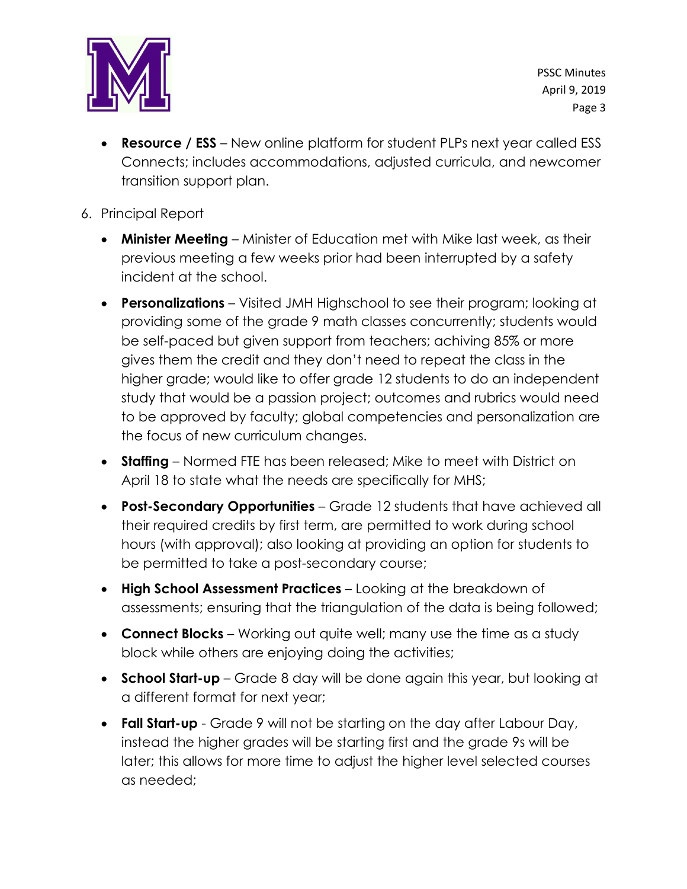- **Resource / ESS** – New online platform for student PLPs next year called ESS Connects; includes accommodations, adjusted curricula, and newcomer transition support plan.

6. Principal Report
   - **Minister Meeting** – Minister of Education met with Mike last week, as their previous meeting a few weeks prior had been interrupted by a safety incident at the school.
   - **Personalizations** – Visited JMH Highschool to see their program; looking at providing some of the grade 9 math classes concurrently; students would be self-paced but given support from teachers; achiving 85% or more gives them the credit and they don't need to repeat the class in the higher grade; would like to offer grade 12 students to do an independent study that would be a passion project; outcomes and rubrics would need to be approved by faculty; global competencies and personalization are the focus of new curriculum changes.
   - **Staffing** – Normed FTE has been released; Mike to meet with District on April 18 to state what the needs are specifically for MHS;
   - **Post-Secondary Opportunities** – Grade 12 students that have achieved all their required credits by first term, are permitted to work during school hours (with approval); also looking at providing an option for students to be permitted to take a post-secondary course;
   - **High School Assessment Practices** – Looking at the breakdown of assessments; ensuring that the triangulation of the data is being followed;
   - **Connect Blocks** – Working out quite well; many use the time as a study block while others are enjoying doing the activities;
   - **School Start-up** – Grade 8 day will be done again this year, but looking at a different format for next year;
   - **Fall Start-up** - Grade 9 will not be starting on the day after Labour Day, instead the higher grades will be starting first and the grade 9s will be later; this allows for more time to adjust the higher level selected courses as needed;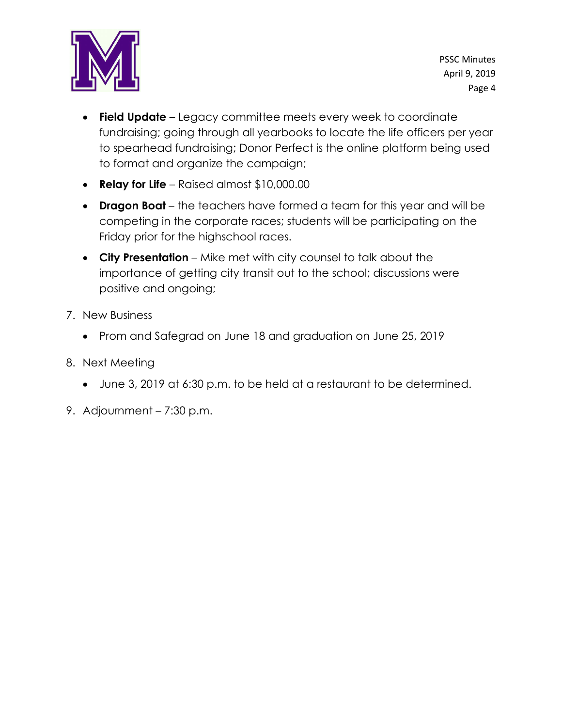- **Field Update** – Legacy committee meets every week to coordinate fundraising; going through all yearbooks to locate the life officers per year to spearhead fundraising; Donor Perfect is the online platform being used to format and organize the campaign;
- **Relay for Life** – Raised almost $10,000.00
- **Dragon Boat** – the teachers have formed a team for this year and will be competing in the corporate races; students will be participating on the Friday prior for the highschool races.
- **City Presentation** – Mike met with city counsel to talk about the importance of getting city transit out to the school; discussions were positive and ongoing;

7. New Business
   - Prom and Safegrad on June 18 and graduation on June 25, 2019
8. Next Meeting
   - June 3, 2019 at 6:30 p.m. to be held at a restaurant to be determined.
9. Adjournment – 7:30 p.m.